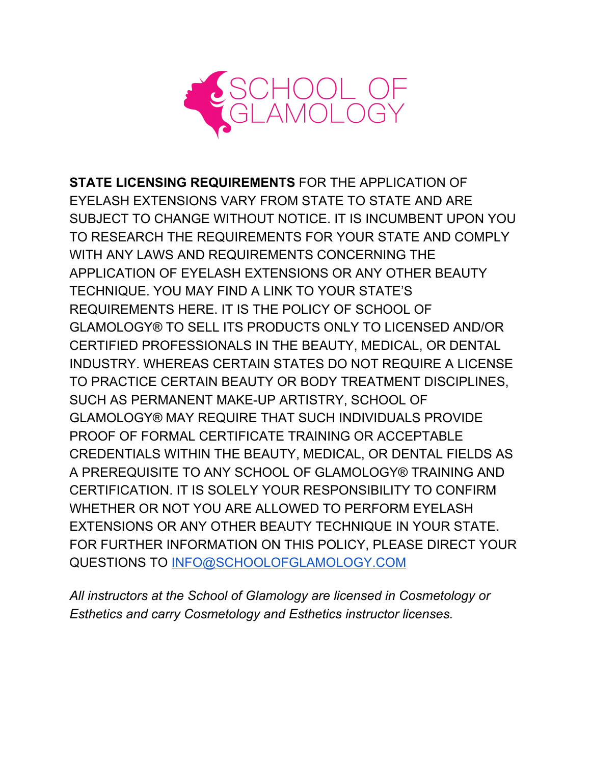SCHOOL OF GLAMOLOGY

**STATE LICENSING REQUIREMENTS** FOR THE APPLICATION OF EYELASH EXTENSIONS VARY FROM STATE TO STATE AND ARE SUBJECT TO CHANGE WITHOUT NOTICE. IT IS INCUMBENT UPON YOU TO RESEARCH THE REQUIREMENTS FOR YOUR STATE AND COMPLY WITH ANY LAWS AND REQUIREMENTS CONCERNING THE APPLICATION OF EYELASH EXTENSIONS OR ANY OTHER BEAUTY TECHNIQUE. YOU MAY FIND A LINK TO YOUR STATE'S REQUIREMENTS HERE. IT IS THE POLICY OF SCHOOL OF GLAMOLOGY® TO SELL ITS PRODUCTS ONLY TO LICENSED AND/OR CERTIFIED PROFESSIONALS IN THE BEAUTY, MEDICAL, OR DENTAL INDUSTRY. WHEREAS CERTAIN STATES DO NOT REQUIRE A LICENSE TO PRACTICE CERTAIN BEAUTY OR BODY TREATMENT DISCIPLINES, SUCH AS PERMANENT MAKE-UP ARTISTRY, SCHOOL OF GLAMOLOGY® MAY REQUIRE THAT SUCH INDIVIDUALS PROVIDE PROOF OF FORMAL CERTIFICATE TRAINING OR ACCEPTABLE CREDENTIALS WITHIN THE BEAUTY, MEDICAL, OR DENTAL FIELDS AS A PREREQUISITE TO ANY SCHOOL OF GLAMOLOGY® TRAINING AND CERTIFICATION. IT IS SOLELY YOUR RESPONSIBILITY TO CONFIRM WHETHER OR NOT YOU ARE ALLOWED TO PERFORM EYELASH EXTENSIONS OR ANY OTHER BEAUTY TECHNIQUE IN YOUR STATE. FOR FURTHER INFORMATION ON THIS POLICY, PLEASE DIRECT YOUR QUESTIONS TO INFO@SCHOOLOFGLAMOLOGY.COM

*All instructors at the School of Glamology are licensed in Cosmetology or Esthetics and carry Cosmetology and Esthetics instructor licenses.*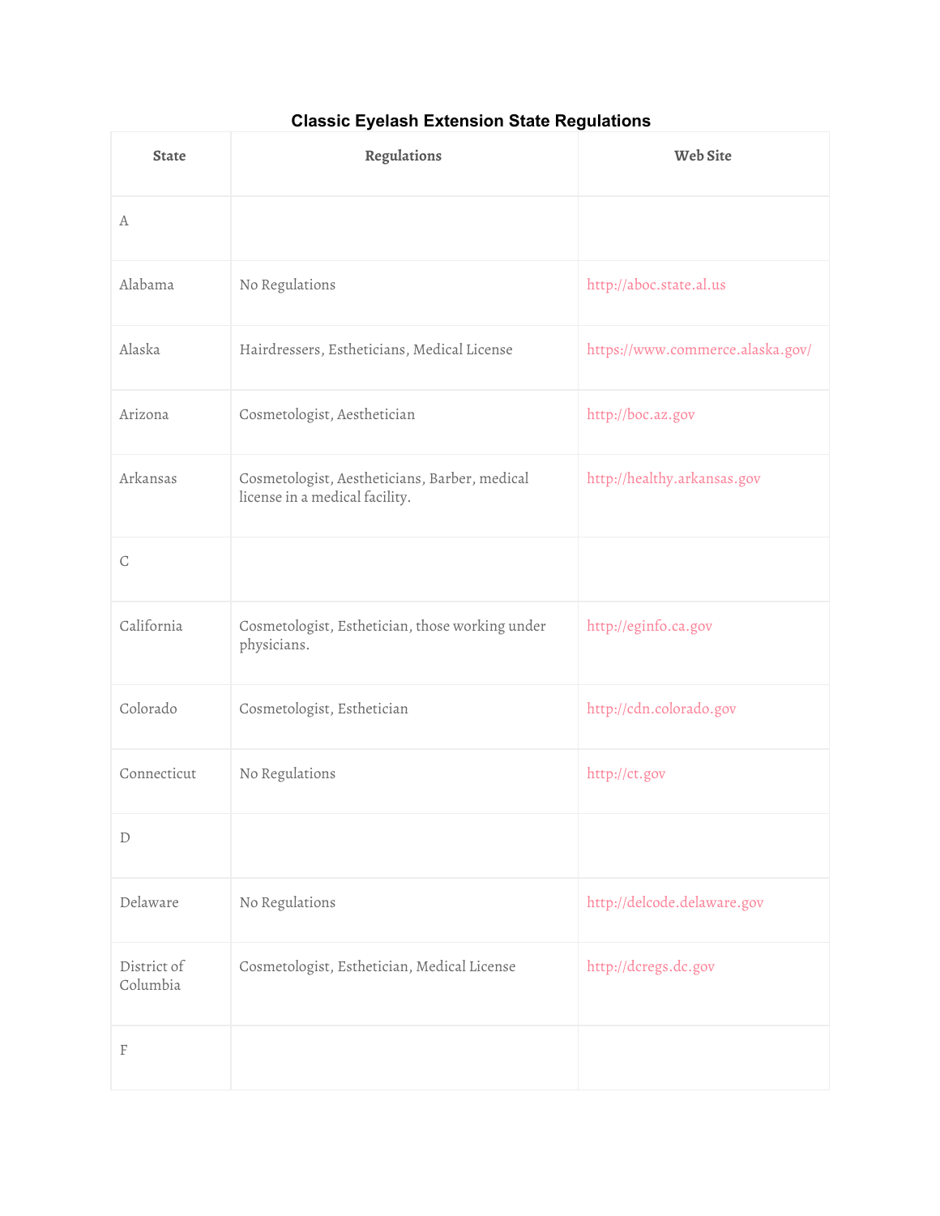# Classic Eyelash Extension State Regulations

| State | Regulations | Web Site |
|---|---|---|
| A | | |
| Alabama | No Regulations | http://aboc.state.al.us |
| Alaska | Hairdressers, Estheticians, Medical License | https://www.commerce.alaska.gov/ |
| Arizona | Cosmetologist, Aesthetician | http://boc.az.gov |
| Arkansas | Cosmetologist, Aestheticians, Barber, medical license in a medical facility. | http://healthy.arkansas.gov |
| C | | |
| California | Cosmetologist, Esthetician, those working under physicians. | http://eginfo.ca.gov |
| Colorado | Cosmetologist, Esthetician | http://cdn.colorado.gov |
| Connecticut | No Regulations | http://ct.gov |
| D | | |
| Delaware | No Regulations | http://delcode.delaware.gov |
| District of Columbia | Cosmetologist, Esthetician, Medical License | http://dcregs.dc.gov |
| F | | |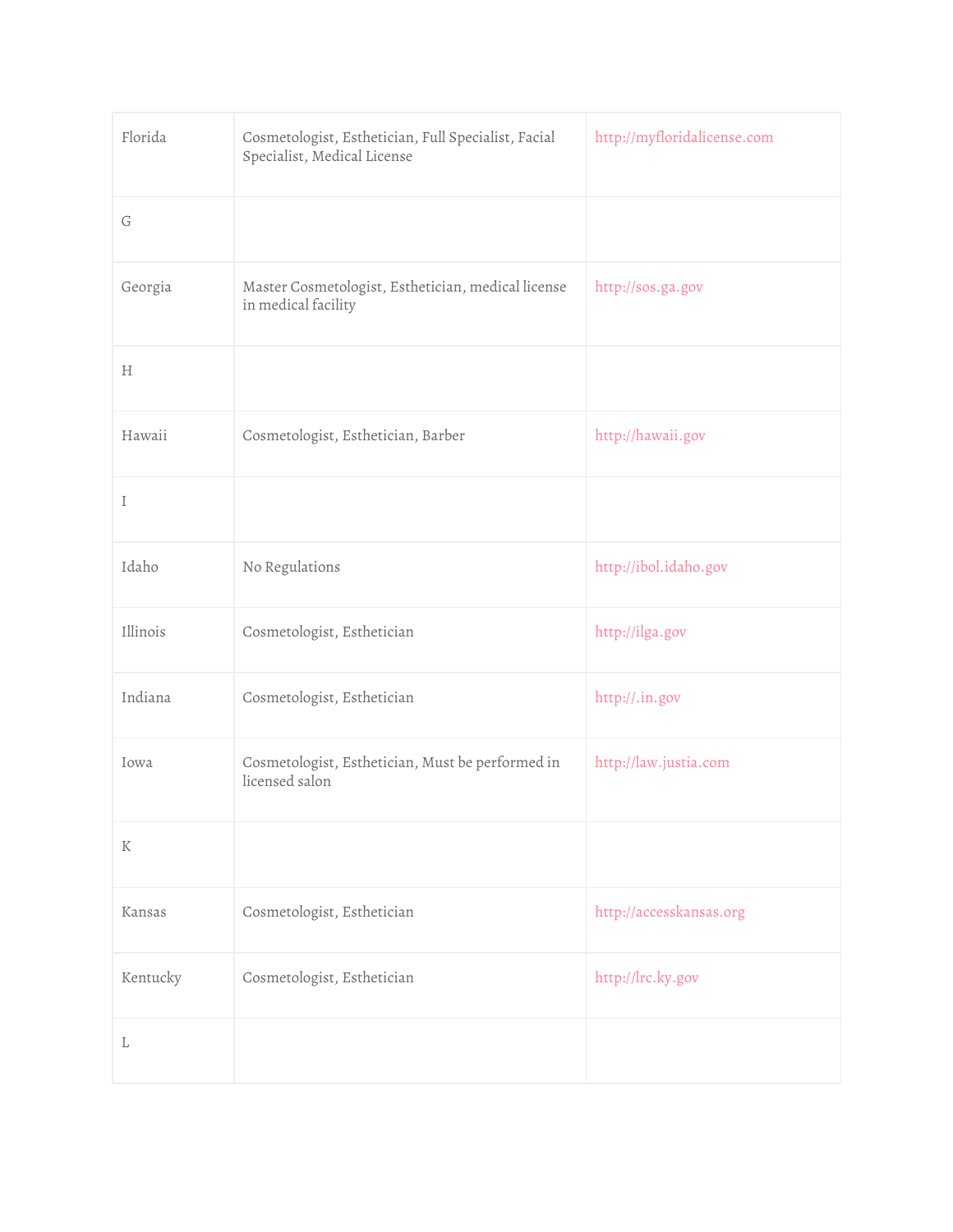| Florida | Cosmetologist, Esthetician, Full Specialist, Facial Specialist, Medical License | http://myfloridalicense.com |
|---|---|---|
| G | | |
| Georgia | Master Cosmetologist, Esthetician, medical license in medical facility | http://sos.ga.gov |
| H | | |
| Hawaii | Cosmetologist, Esthetician, Barber | http://hawaii.gov |
| I | | |
| Idaho | No Regulations | http://ibol.idaho.gov |
| Illinois | Cosmetologist, Esthetician | http://ilga.gov |
| Indiana | Cosmetologist, Esthetician | http://.in.gov |
| Iowa | Cosmetologist, Esthetician, Must be performed in licensed salon | http://law.justia.com |
| K | | |
| Kansas | Cosmetologist, Esthetician | http://accesskansas.org |
| Kentucky | Cosmetologist, Esthetician | http://lrc.ky.gov |
| L | | |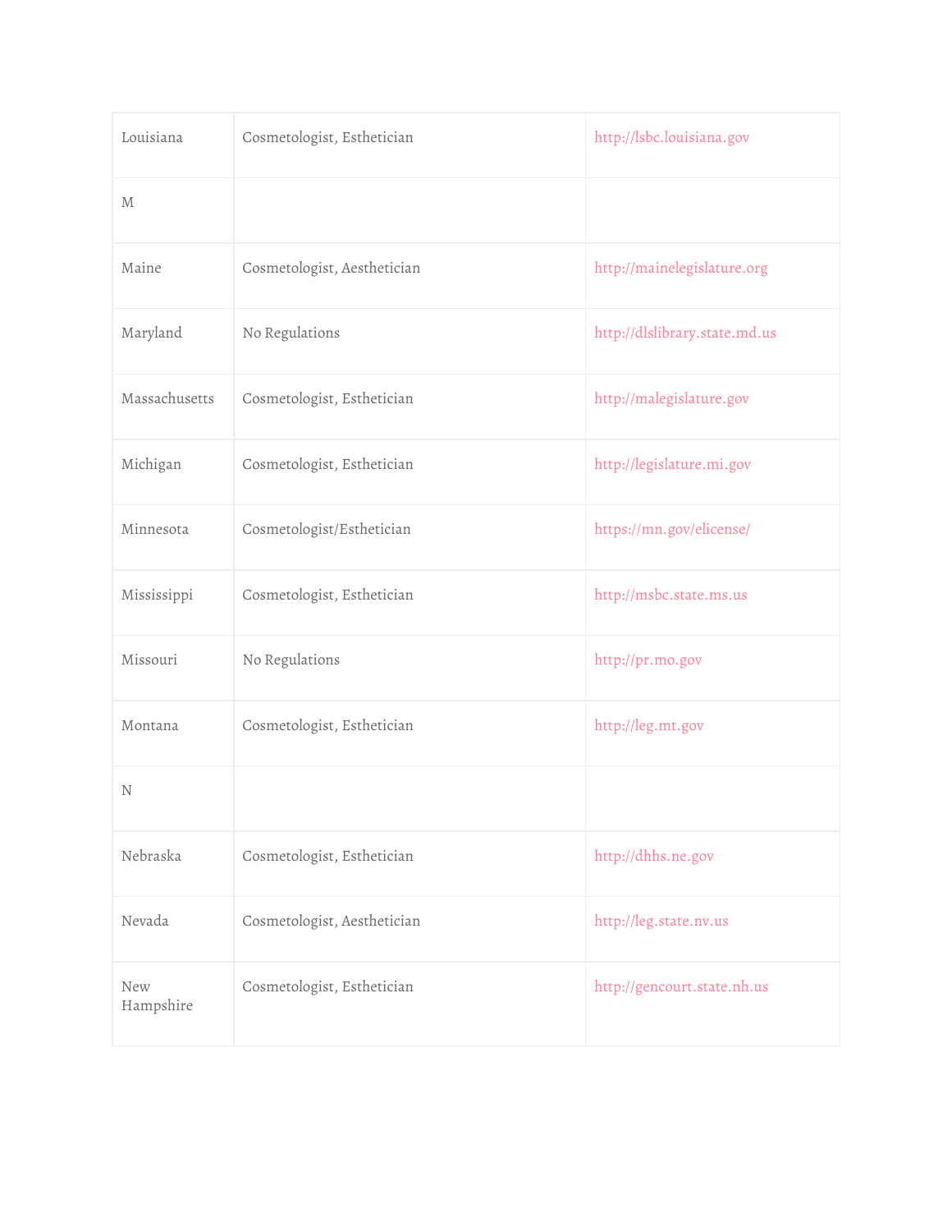| Louisiana | Cosmetologist, Esthetician | http://lsbc.louisiana.gov |
|---|---|---|
| M | | |
| Maine | Cosmetologist, Aesthetician | http://mainelegislature.org |
| Maryland | No Regulations | http://dlslibrary.state.md.us |
| Massachusetts | Cosmetologist, Esthetician | http://malegislature.gov |
| Michigan | Cosmetologist, Esthetician | http://legislature.mi.gov |
| Minnesota | Cosmetologist/Esthetician | https://mn.gov/elicense/ |
| Mississippi | Cosmetologist, Esthetician | http://msbc.state.ms.us |
| Missouri | No Regulations | http://pr.mo.gov |
| Montana | Cosmetologist, Esthetician | http://leg.mt.gov |
| N | | |
| Nebraska | Cosmetologist, Esthetician | http://dhhs.ne.gov |
| Nevada | Cosmetologist, Aesthetician | http://leg.state.nv.us |
| New Hampshire | Cosmetologist, Esthetician | http://gencourt.state.nh.us |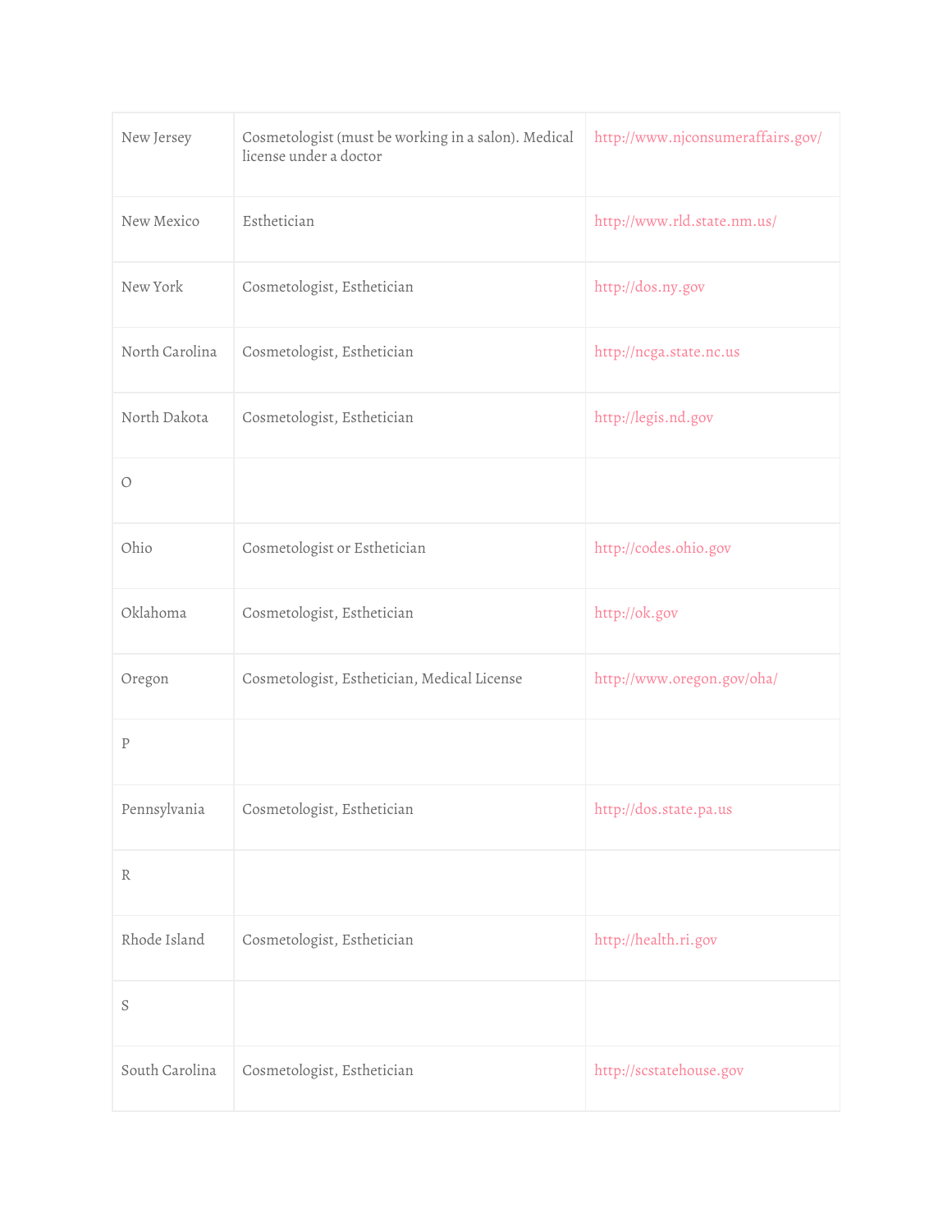| | | |
|---|---|---|
| New Jersey | Cosmetologist (must be working in a salon). Medical license under a doctor | http://www.njconsumeraffairs.gov/ |
| New Mexico | Esthetician | http://www.rld.state.nm.us/ |
| New York | Cosmetologist, Esthetician | http://dos.ny.gov |
| North Carolina | Cosmetologist, Esthetician | http://ncga.state.nc.us |
| North Dakota | Cosmetologist, Esthetician | http://legis.nd.gov |
| O | | |
| Ohio | Cosmetologist or Esthetician | http://codes.ohio.gov |
| Oklahoma | Cosmetologist, Esthetician | http://ok.gov |
| Oregon | Cosmetologist, Esthetician, Medical License | http://www.oregon.gov/oha/ |
| P | | |
| Pennsylvania | Cosmetologist, Esthetician | http://dos.state.pa.us |
| R | | |
| Rhode Island | Cosmetologist, Esthetician | http://health.ri.gov |
| S | | |
| South Carolina | Cosmetologist, Esthetician | http://scstatehouse.gov |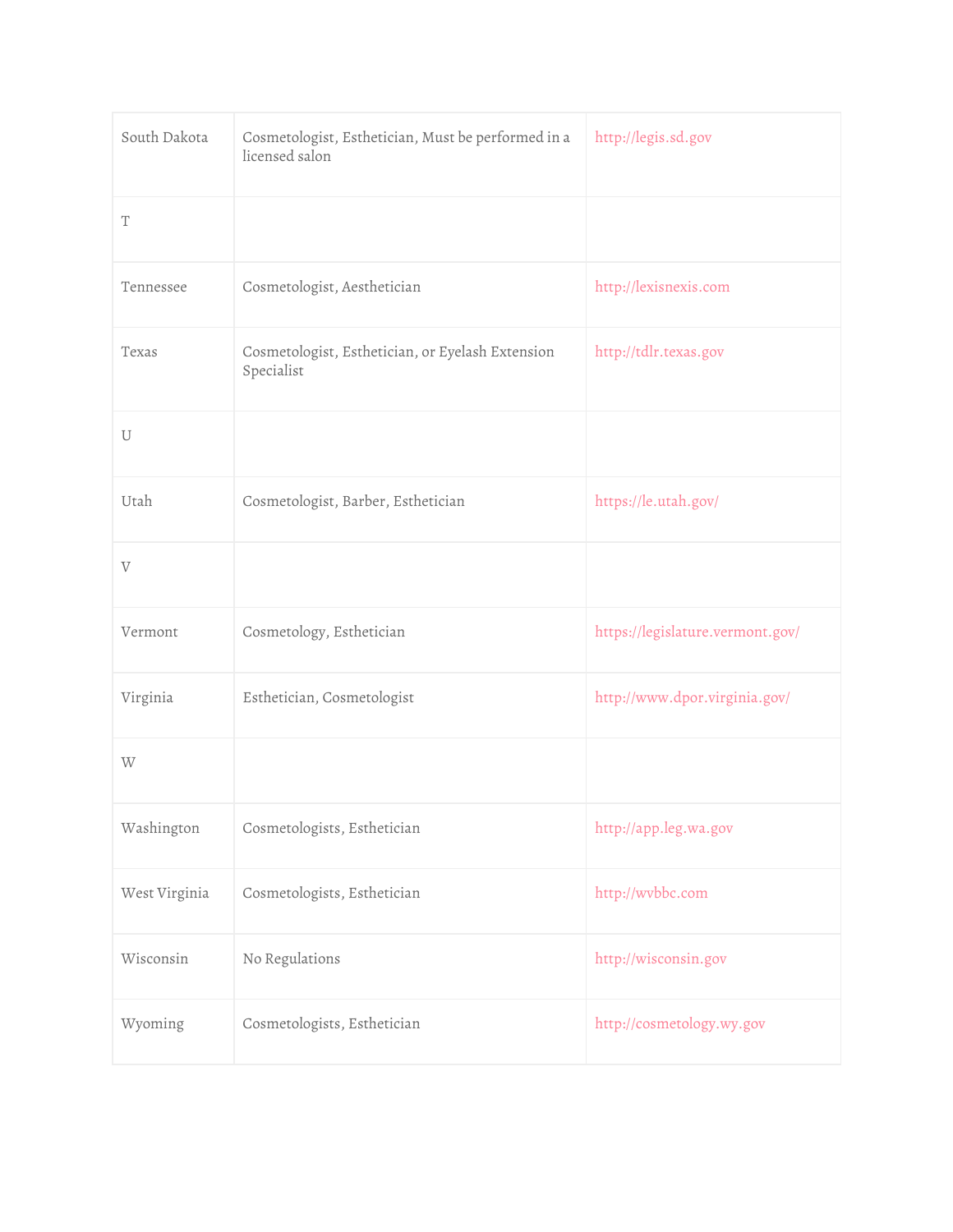| South Dakota | Cosmetologist, Esthetician, Must be performed in a licensed salon | http://legis.sd.gov |
|---|---|---|
| T | | |
| Tennessee | Cosmetologist, Aesthetician | http://lexisnexis.com |
| Texas | Cosmetologist, Esthetician, or Eyelash Extension Specialist | http://tdlr.texas.gov |
| U | | |
| Utah | Cosmetologist, Barber, Esthetician | https://le.utah.gov/ |
| V | | |
| Vermont | Cosmetology, Esthetician | https://legislature.vermont.gov/ |
| Virginia | Esthetician, Cosmetologist | http://www.dpor.virginia.gov/ |
| W | | |
| Washington | Cosmetologists, Esthetician | http://app.leg.wa.gov |
| West Virginia | Cosmetologists, Esthetician | http://wvbbc.com |
| Wisconsin | No Regulations | http://wisconsin.gov |
| Wyoming | Cosmetologists, Esthetician | http://cosmetology.wy.gov |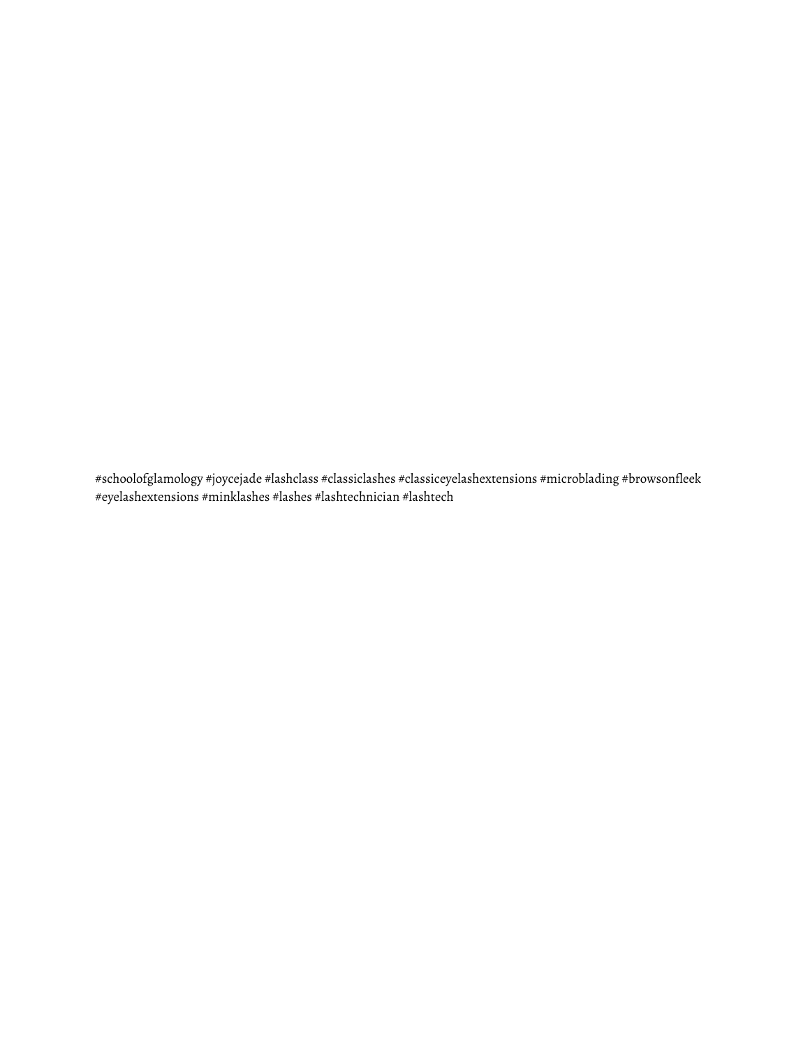#schoolofglamology #joycejade #lashclass #classiclashes #classiceyelashextensions #microblading #browsonfleek #eyelashextensions #minklashes #lashes #lashtechnician #lashtech